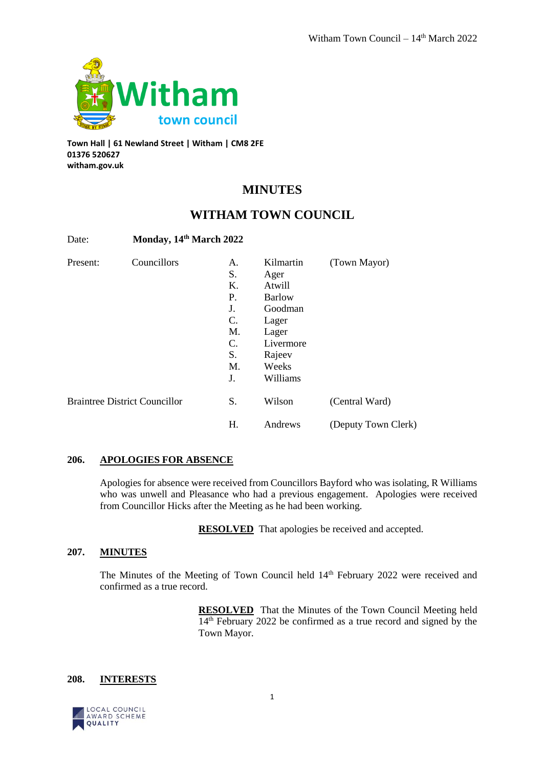Town Hall | 61 Newland Street | Witham | CM8 2FE
01376 520627
witham.gov.uk

# MINUTES

# WITHAM TOWN COUNCIL

Date: **Monday, 14th March 2022**

| Present: | Councillors | A. | Kilmartin | (Town Mayor) |
|---|---|---|---|---|
| | | S. | Ager | |
| | | K. | Atwill | |
| | | P. | Barlow | |
| | | J. | Goodman | |
| | | C. | Lager | |
| | | M. | Lager | |
| | | C. | Livermore | |
| | | S. | Rajeev | |
| | | M. | Weeks | |
| | | J. | Williams | |
| Braintree District Councillor | | S. | Wilson | (Central Ward) |
| | | H. | Andrews | (Deputy Town Clerk) |

## 206. APOLOGIES FOR ABSENCE

Apologies for absence were received from Councillors Bayford who was isolating, R Williams who was unwell and Pleasance who had a previous engagement. Apologies were received from Councillor Hicks after the Meeting as he had been working.

**RESOLVED** That apologies be received and accepted.

## 207. MINUTES

The Minutes of the Meeting of Town Council held 14th February 2022 were received and confirmed as a true record.

**RESOLVED** That the Minutes of the Town Council Meeting held 14th February 2022 be confirmed as a true record and signed by the Town Mayor.

## 208. INTERESTS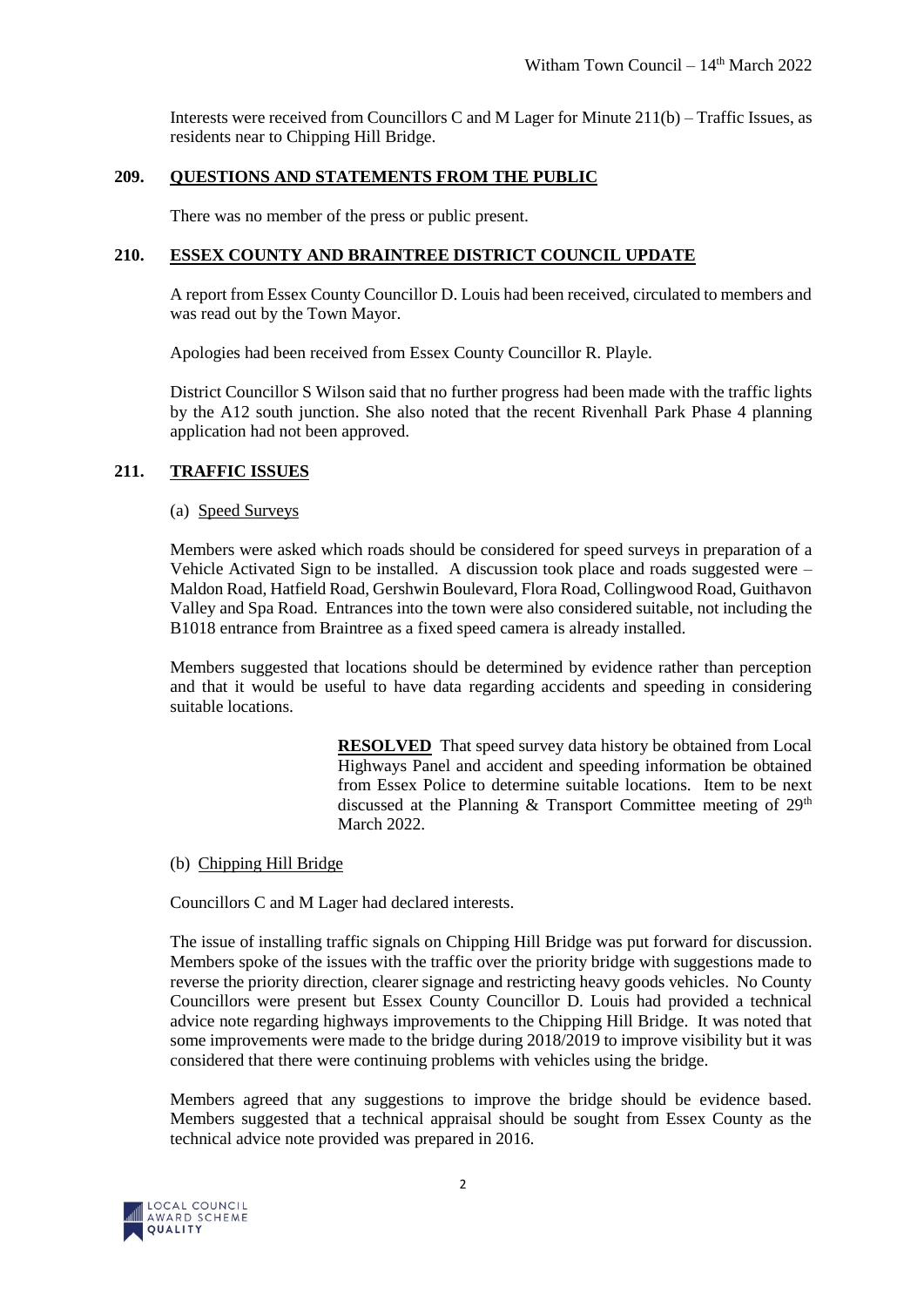Interests were received from Councillors C and M Lager for Minute 211(b) – Traffic Issues, as residents near to Chipping Hill Bridge.

## 209. QUESTIONS AND STATEMENTS FROM THE PUBLIC

There was no member of the press or public present.

## 210. ESSEX COUNTY AND BRAINTREE DISTRICT COUNCIL UPDATE

A report from Essex County Councillor D. Louis had been received, circulated to members and was read out by the Town Mayor.

Apologies had been received from Essex County Councillor R. Playle.

District Councillor S Wilson said that no further progress had been made with the traffic lights by the A12 south junction. She also noted that the recent Rivenhall Park Phase 4 planning application had not been approved.

## 211. TRAFFIC ISSUES

(a) Speed Surveys

Members were asked which roads should be considered for speed surveys in preparation of a Vehicle Activated Sign to be installed. A discussion took place and roads suggested were – Maldon Road, Hatfield Road, Gershwin Boulevard, Flora Road, Collingwood Road, Guithavon Valley and Spa Road. Entrances into the town were also considered suitable, not including the B1018 entrance from Braintree as a fixed speed camera is already installed.

Members suggested that locations should be determined by evidence rather than perception and that it would be useful to have data regarding accidents and speeding in considering suitable locations.

> **RESOLVED** That speed survey data history be obtained from Local Highways Panel and accident and speeding information be obtained from Essex Police to determine suitable locations. Item to be next discussed at the Planning & Transport Committee meeting of 29th March 2022.

(b) Chipping Hill Bridge

Councillors C and M Lager had declared interests.

The issue of installing traffic signals on Chipping Hill Bridge was put forward for discussion. Members spoke of the issues with the traffic over the priority bridge with suggestions made to reverse the priority direction, clearer signage and restricting heavy goods vehicles. No County Councillors were present but Essex County Councillor D. Louis had provided a technical advice note regarding highways improvements to the Chipping Hill Bridge. It was noted that some improvements were made to the bridge during 2018/2019 to improve visibility but it was considered that there were continuing problems with vehicles using the bridge.

Members agreed that any suggestions to improve the bridge should be evidence based. Members suggested that a technical appraisal should be sought from Essex County as the technical advice note provided was prepared in 2016.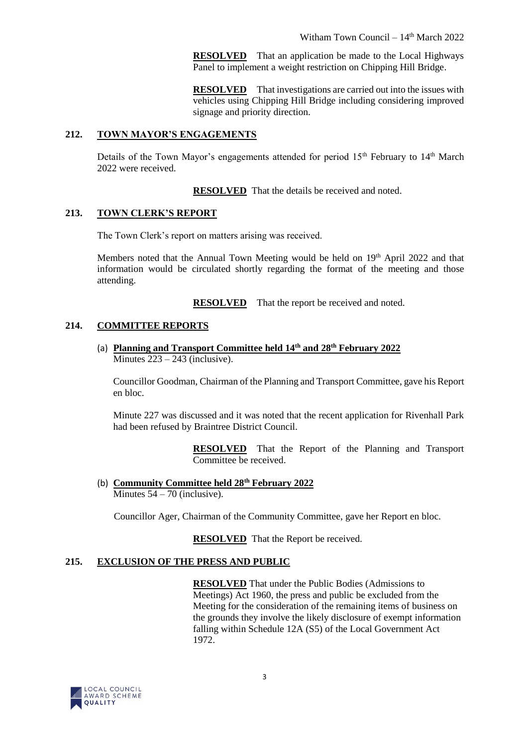**RESOLVED** That an application be made to the Local Highways Panel to implement a weight restriction on Chipping Hill Bridge.

**RESOLVED** That investigations are carried out into the issues with vehicles using Chipping Hill Bridge including considering improved signage and priority direction.

## 212. TOWN MAYOR'S ENGAGEMENTS

Details of the Town Mayor's engagements attended for period 15th February to 14th March 2022 were received.

**RESOLVED** That the details be received and noted.

## 213. TOWN CLERK'S REPORT

The Town Clerk's report on matters arising was received.

Members noted that the Annual Town Meeting would be held on 19th April 2022 and that information would be circulated shortly regarding the format of the meeting and those attending.

**RESOLVED** That the report be received and noted.

## 214. COMMITTEE REPORTS

(a) **Planning and Transport Committee held 14th and 28th February 2022**
Minutes 223 – 243 (inclusive).

Councillor Goodman, Chairman of the Planning and Transport Committee, gave his Report en bloc.

Minute 227 was discussed and it was noted that the recent application for Rivenhall Park had been refused by Braintree District Council.

**RESOLVED** That the Report of the Planning and Transport Committee be received.

(b) **Community Committee held 28th February 2022**
Minutes 54 – 70 (inclusive).

Councillor Ager, Chairman of the Community Committee, gave her Report en bloc.

**RESOLVED** That the Report be received.

## 215. EXCLUSION OF THE PRESS AND PUBLIC

**RESOLVED** That under the Public Bodies (Admissions to Meetings) Act 1960, the press and public be excluded from the Meeting for the consideration of the remaining items of business on the grounds they involve the likely disclosure of exempt information falling within Schedule 12A (S5) of the Local Government Act 1972.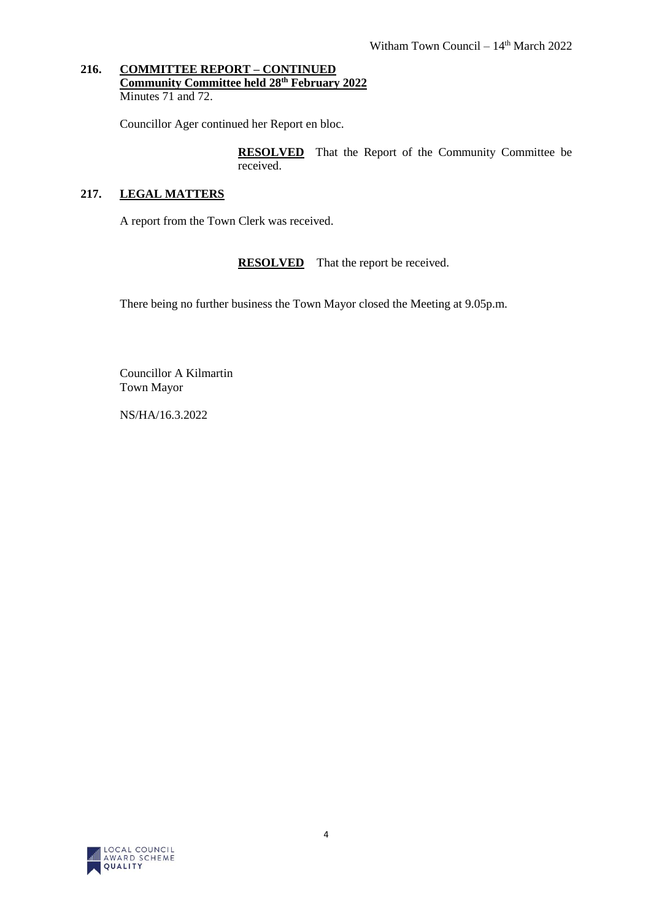## 216. COMMITTEE REPORT – CONTINUED

**Community Committee held 28th February 2022**

Minutes 71 and 72.

Councillor Ager continued her Report en bloc.

**RESOLVED** That the Report of the Community Committee be received.

## 217. LEGAL MATTERS

A report from the Town Clerk was received.

**RESOLVED** That the report be received.

There being no further business the Town Mayor closed the Meeting at 9.05p.m.

Councillor A Kilmartin
Town Mayor

NS/HA/16.3.2022